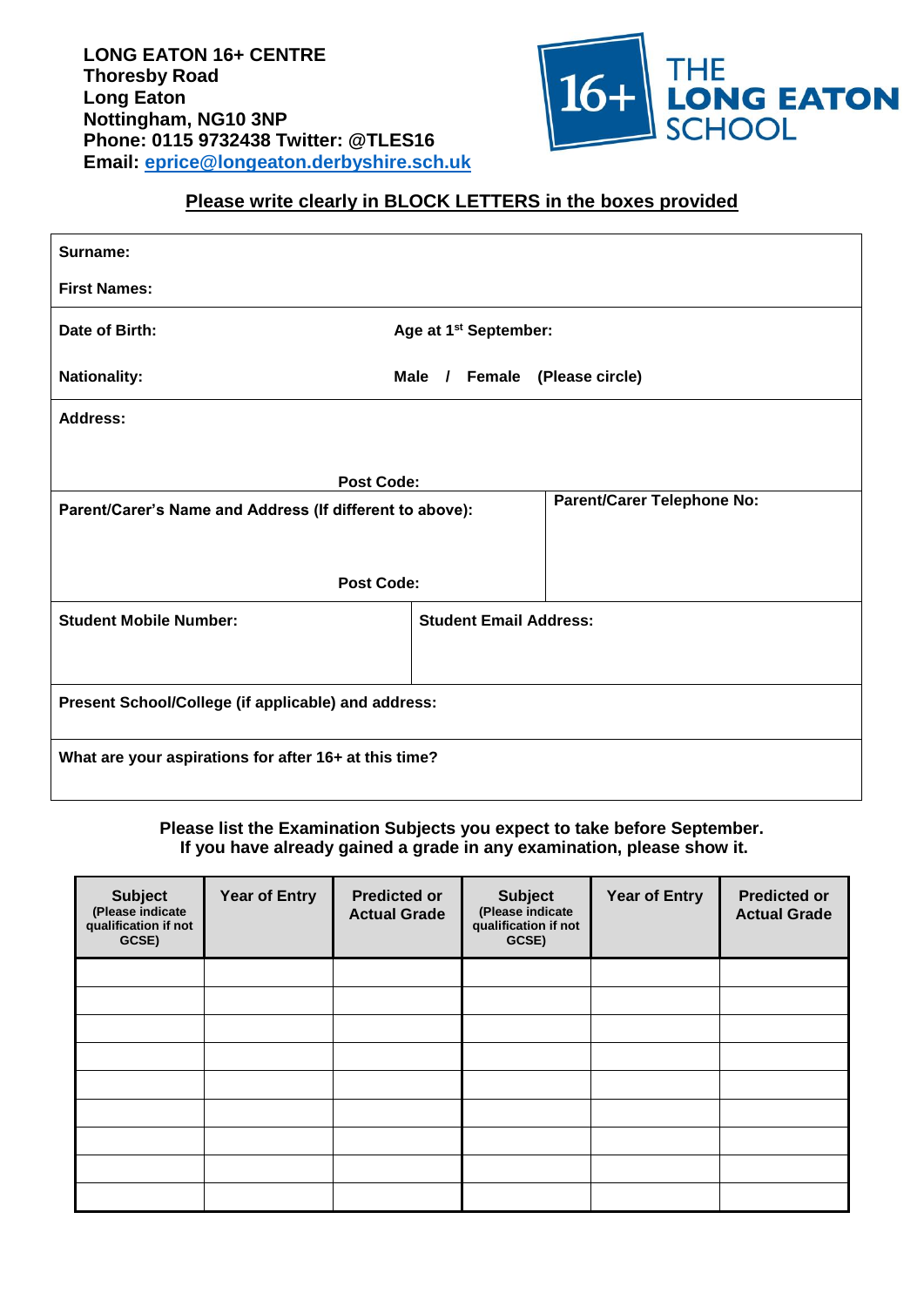**LONG EATON 16+ CENTRE**
**Thoresby Road**
**Long Eaton**
**Nottingham, NG10 3NP**
**Phone: 0115 9732438 Twitter: @TLES16**
**Email: eprice@longeaton.derbyshire.sch.uk**

THE LONG EATON SCHOOL 16+

**Please write clearly in BLOCK LETTERS in the boxes provided**

**Surname:**

**First Names:**

**Date of Birth:** | **Age at 1st September:**

**Nationality:** | **Male / Female (Please circle)**

**Address:**

**Post Code:**

**Parent/Carer's Name and Address (If different to above):**

**Post Code:**

**Parent/Carer Telephone No:**

**Student Mobile Number:** | **Student Email Address:**

**Present School/College (if applicable) and address:**

**What are your aspirations for after 16+ at this time?**

**Please list the Examination Subjects you expect to take before September.**
**If you have already gained a grade in any examination, please show it.**

| Subject (Please indicate qualification if not GCSE) | Year of Entry | Predicted or Actual Grade | Subject (Please indicate qualification if not GCSE) | Year of Entry | Predicted or Actual Grade |
|---|---|---|---|---|---|
| | | | | | |
| | | | | | |
| | | | | | |
| | | | | | |
| | | | | | |
| | | | | | |
| | | | | | |
| | | | | | |
| | | | | | |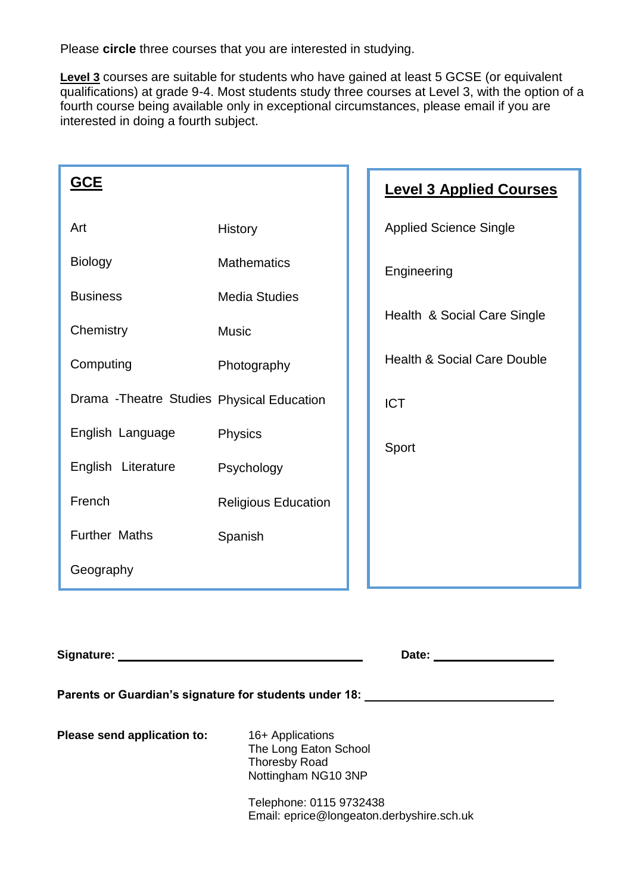Please **circle** three courses that you are interested in studying.

**Level 3** courses are suitable for students who have gained at least 5 GCSE (or equivalent qualifications) at grade 9-4. Most students study three courses at Level 3, with the option of a fourth course being available only in exceptional circumstances, please email if you are interested in doing a fourth subject.

## GCE

| | |
|---|---|
| Art | History |
| Biology | Mathematics |
| Business | Media Studies |
| Chemistry | Music |
| Computing | Photography |
| Drama -Theatre Studies | Physical Education |
| English Language | Physics |
| English Literature | Psychology |
| French | Religious Education |
| Further Maths | Spanish |
| Geography | |

## Level 3 Applied Courses

- Applied Science Single
- Engineering
- Health & Social Care Single
- Health & Social Care Double
- ICT
- Sport

**Signature:** ______________________________ **Date:** ________________

**Parents or Guardian's signature for students under 18:** ______________________

**Please send application to:**

16+ Applications
The Long Eaton School
Thoresby Road
Nottingham NG10 3NP

Telephone: 0115 9732438
Email: eprice@longeaton.derbyshire.sch.uk